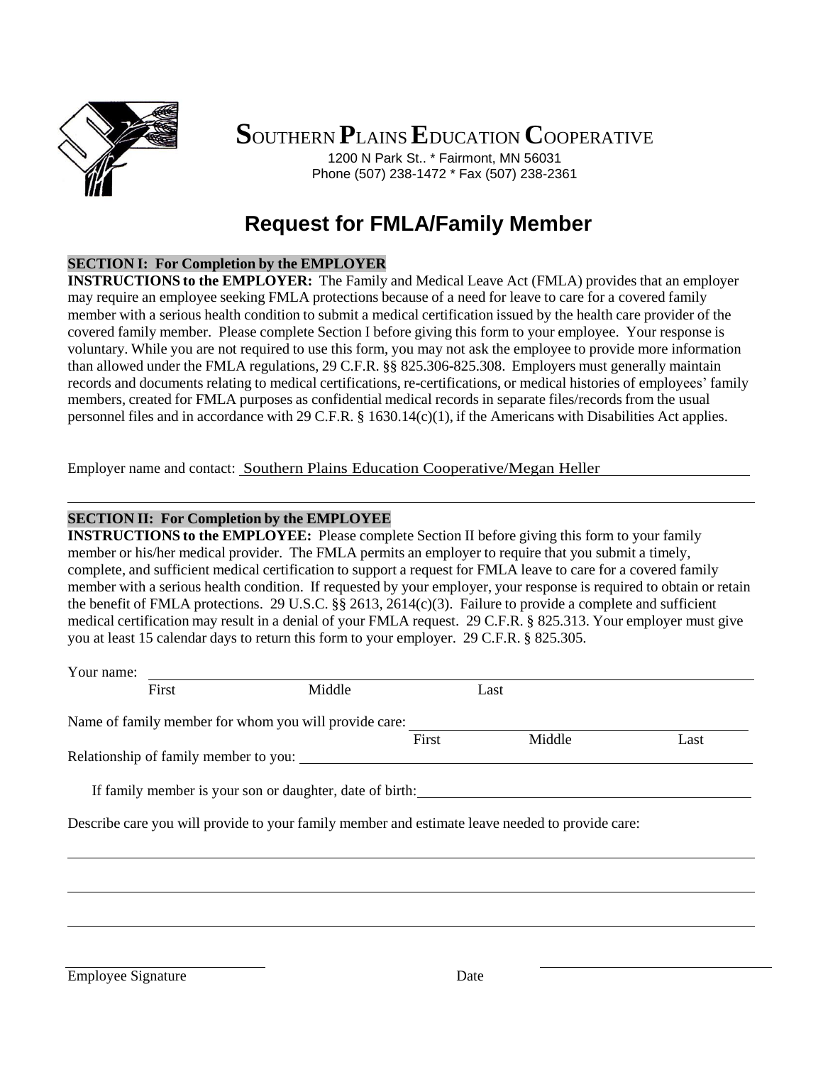# SOUTHERN PLAINS EDUCATION COOPERATIVE

1200 N Park St.. * Fairmont, MN 56031
Phone (507) 238-1472 * Fax (507) 238-2361

## Request for FMLA/Family Member

**SECTION I: For Completion by the EMPLOYER**

**INSTRUCTIONS to the EMPLOYER:** The Family and Medical Leave Act (FMLA) provides that an employer may require an employee seeking FMLA protections because of a need for leave to care for a covered family member with a serious health condition to submit a medical certification issued by the health care provider of the covered family member. Please complete Section I before giving this form to your employee. Your response is voluntary. While you are not required to use this form, you may not ask the employee to provide more information than allowed under the FMLA regulations, 29 C.F.R. §§ 825.306-825.308. Employers must generally maintain records and documents relating to medical certifications, re-certifications, or medical histories of employees' family members, created for FMLA purposes as confidential medical records in separate files/records from the usual personnel files and in accordance with 29 C.F.R. § 1630.14(c)(1), if the Americans with Disabilities Act applies.

Employer name and contact: Southern Plains Education Cooperative/Megan Heller

**SECTION II: For Completion by the EMPLOYEE**

**INSTRUCTIONS to the EMPLOYEE:** Please complete Section II before giving this form to your family member or his/her medical provider. The FMLA permits an employer to require that you submit a timely, complete, and sufficient medical certification to support a request for FMLA leave to care for a covered family member with a serious health condition. If requested by your employer, your response is required to obtain or retain the benefit of FMLA protections. 29 U.S.C. §§ 2613, 2614(c)(3). Failure to provide a complete and sufficient medical certification may result in a denial of your FMLA request. 29 C.F.R. § 825.313. Your employer must give you at least 15 calendar days to return this form to your employer. 29 C.F.R. § 825.305.

Your name: ______________________________________________
First Middle Last

Name of family member for whom you will provide care: ______________________________
First Middle Last

Relationship of family member to you: ______________________________

If family member is your son or daughter, date of birth: ______________________________

Describe care you will provide to your family member and estimate leave needed to provide care:

______________________________________________

______________________________________________

______________________________________________

Employee Signature ______________________ Date ______________________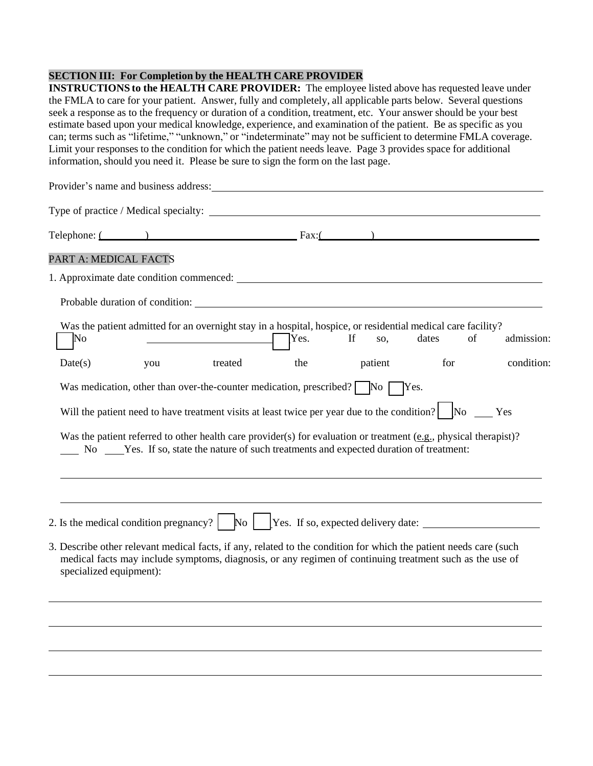**SECTION III: For Completion by the HEALTH CARE PROVIDER**

**INSTRUCTIONS to the HEALTH CARE PROVIDER:** The employee listed above has requested leave under the FMLA to care for your patient. Answer, fully and completely, all applicable parts below. Several questions seek a response as to the frequency or duration of a condition, treatment, etc. Your answer should be your best estimate based upon your medical knowledge, experience, and examination of the patient. Be as specific as you can; terms such as "lifetime," "unknown," or "indeterminate" may not be sufficient to determine FMLA coverage. Limit your responses to the condition for which the patient needs leave. Page 3 provides space for additional information, should you need it. Please be sure to sign the form on the last page.

Provider's name and business address: ____________________________________________

Type of practice / Medical specialty: ____________________________________________

Telephone: (________) ______________________ Fax:(________) ______________________

PART A: MEDICAL FACTS

1. Approximate date condition commenced: ____________________________________________

   Probable duration of condition: ____________________________________________

   Was the patient admitted for an overnight stay in a hospital, hospice, or residential medical care facility?
   ☐ No ☐ Yes. If so, dates of admission: ______________________

   Date(s) you treated the patient for condition: ______________________

   Was medication, other than over-the-counter medication, prescribed? ☐ No ☐ Yes.

   Will the patient need to have treatment visits at least twice per year due to the condition? ☐ No ___ Yes

   Was the patient referred to other health care provider(s) for evaluation or treatment (e.g., physical therapist)?
   ___ No ___ Yes. If so, state the nature of such treatments and expected duration of treatment:

   ____________________________________________

   ____________________________________________

2. Is the medical condition pregnancy? ☐ No ☐ Yes. If so, expected delivery date: ______________________

3. Describe other relevant medical facts, if any, related to the condition for which the patient needs care (such medical facts may include symptoms, diagnosis, or any regimen of continuing treatment such as the use of specialized equipment):

____________________________________________

____________________________________________

____________________________________________

____________________________________________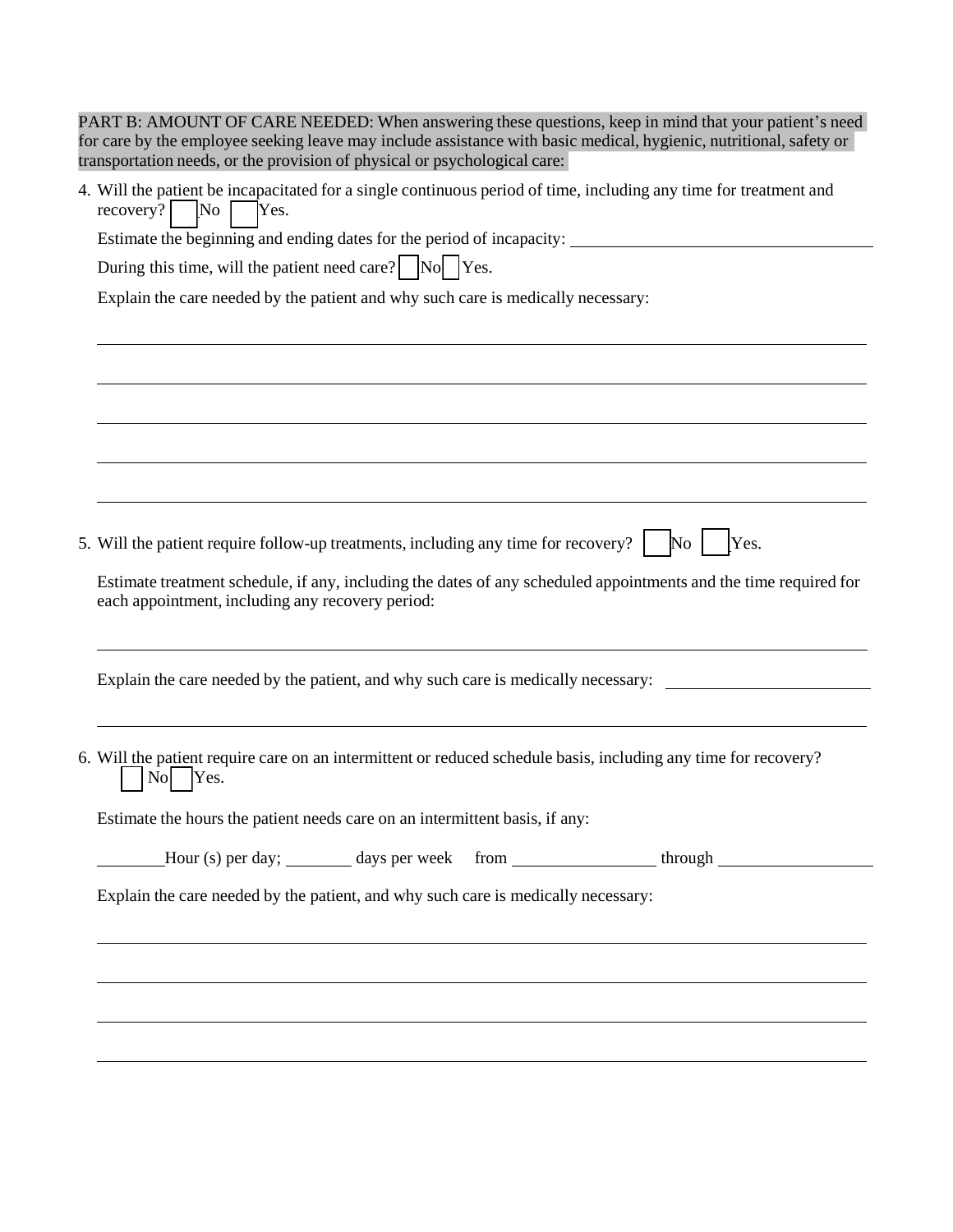PART B: AMOUNT OF CARE NEEDED: When answering these questions, keep in mind that your patient's need for care by the employee seeking leave may include assistance with basic medical, hygienic, nutritional, safety or transportation needs, or the provision of physical or psychological care:

4. Will the patient be incapacitated for a single continuous period of time, including any time for treatment and recovery? ☐ No ☐ Yes.

   Estimate the beginning and ending dates for the period of incapacity: ______________________________

   During this time, will the patient need care? ☐ No ☐ Yes.

   Explain the care needed by the patient and why such care is medically necessary:

   ___________________________________________________________________________

   ___________________________________________________________________________

   ___________________________________________________________________________

   ___________________________________________________________________________

   ___________________________________________________________________________

5. Will the patient require follow-up treatments, including any time for recovery? ☐ No ☐ Yes.

   Estimate treatment schedule, if any, including the dates of any scheduled appointments and the time required for each appointment, including any recovery period:

   ___________________________________________________________________________

   Explain the care needed by the patient, and why such care is medically necessary: ____________________

   ___________________________________________________________________________

6. Will the patient require care on an intermittent or reduced schedule basis, including any time for recovery? ☐ No ☐ Yes.

   Estimate the hours the patient needs care on an intermittent basis, if any:

   ________ Hour (s) per day; ________ days per week from ________________ through ________________

   Explain the care needed by the patient, and why such care is medically necessary:

   ___________________________________________________________________________

   ___________________________________________________________________________

   ___________________________________________________________________________

   ___________________________________________________________________________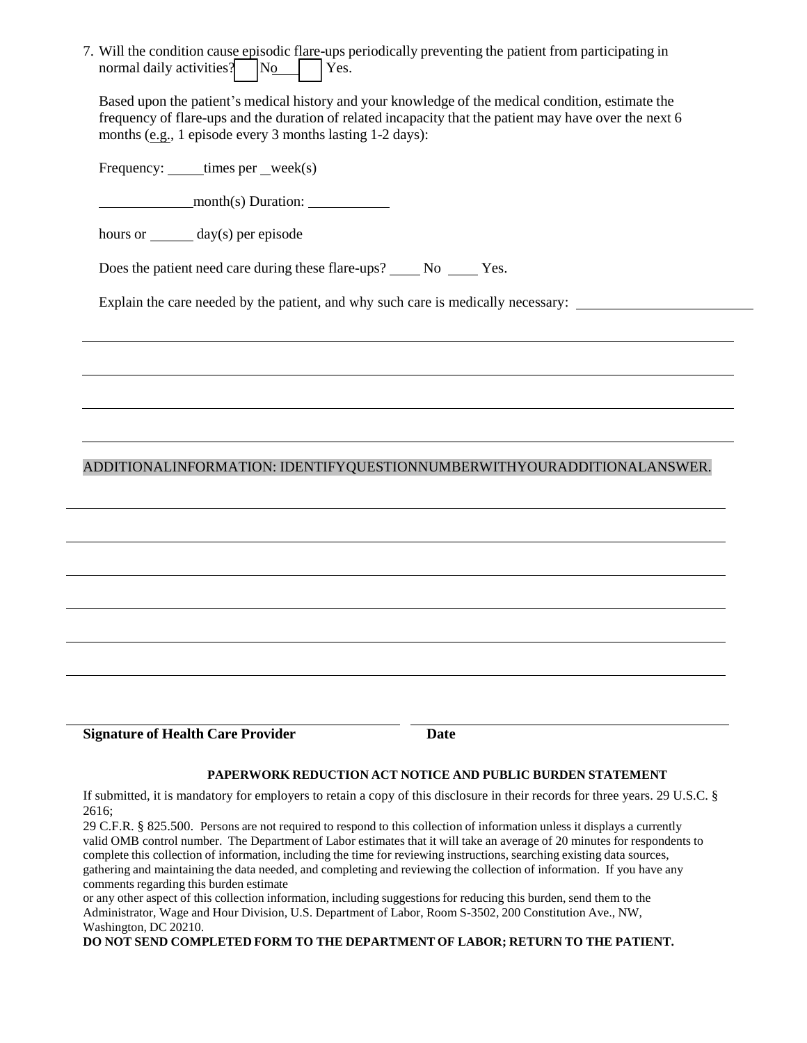7. Will the condition cause episodic flare-ups periodically preventing the patient from participating in normal daily activities? ☐ No ☐ Yes.

   Based upon the patient's medical history and your knowledge of the medical condition, estimate the frequency of flare-ups and the duration of related incapacity that the patient may have over the next 6 months (e.g., 1 episode every 3 months lasting 1-2 days):

   Frequency: _____ times per _ week(s)

   _____________ month(s) Duration: ___________

   hours or ______ day(s) per episode

   Does the patient need care during these flare-ups? ____ No ____ Yes.

   Explain the care needed by the patient, and why such care is medically necessary: ________________________

________________________________________________________________________________

________________________________________________________________________________

________________________________________________________________________________

________________________________________________________________________________

ADDITIONALINFORMATION: IDENTIFYQUESTIONNUMBERWITHYOURADDITIONALANSWER.

________________________________________________________________________________

________________________________________________________________________________

________________________________________________________________________________

________________________________________________________________________________

________________________________________________________________________________

________________________________________________________________________________

________________________________________ ________________________________________

**Signature of Health Care Provider** **Date**

**PAPERWORK REDUCTION ACT NOTICE AND PUBLIC BURDEN STATEMENT**

If submitted, it is mandatory for employers to retain a copy of this disclosure in their records for three years. 29 U.S.C. § 2616;
29 C.F.R. § 825.500. Persons are not required to respond to this collection of information unless it displays a currently valid OMB control number. The Department of Labor estimates that it will take an average of 20 minutes for respondents to complete this collection of information, including the time for reviewing instructions, searching existing data sources, gathering and maintaining the data needed, and completing and reviewing the collection of information. If you have any comments regarding this burden estimate
or any other aspect of this collection information, including suggestions for reducing this burden, send them to the Administrator, Wage and Hour Division, U.S. Department of Labor, Room S-3502, 200 Constitution Ave., NW, Washington, DC 20210.

**DO NOT SEND COMPLETED FORM TO THE DEPARTMENT OF LABOR; RETURN TO THE PATIENT.**